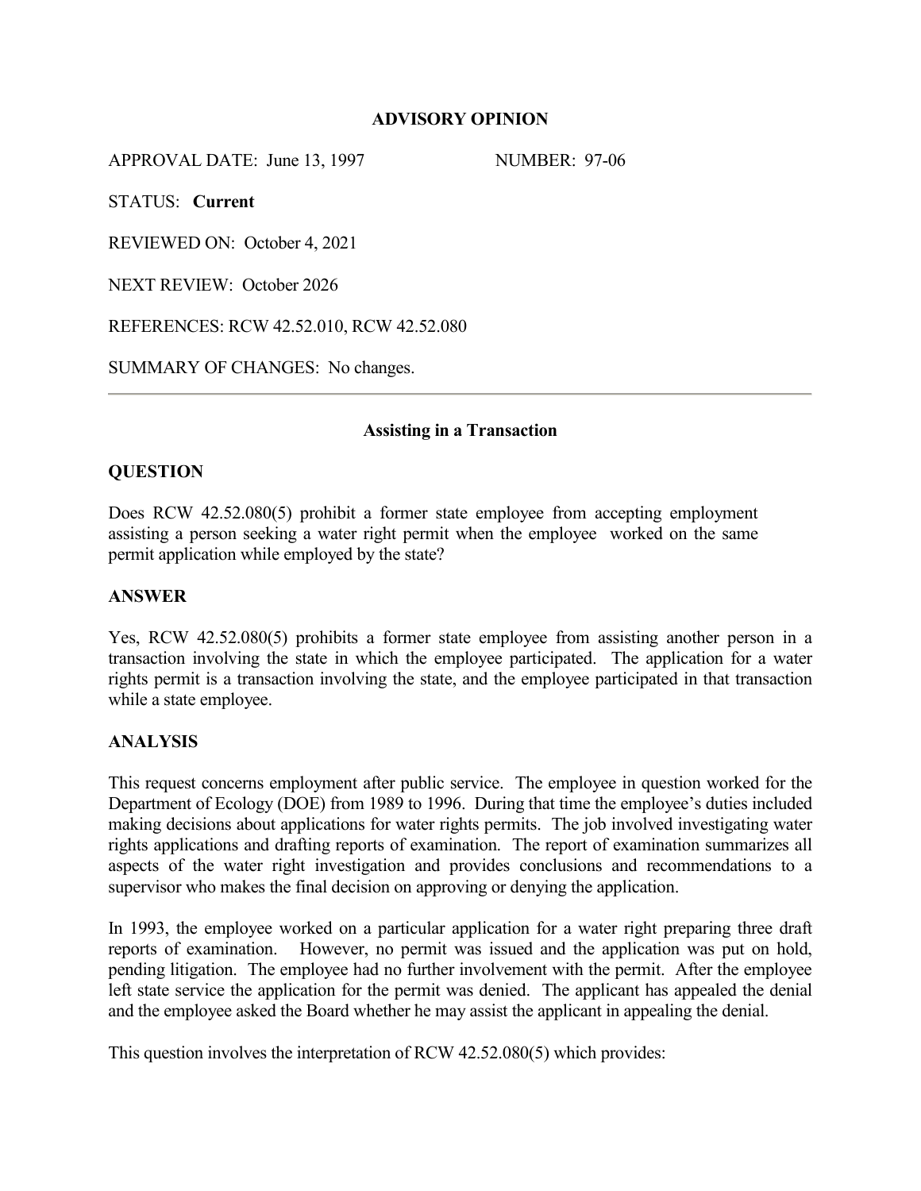**ADVISORY OPINION**

APPROVAL DATE: June 13, 1997 NUMBER: 97-06

STATUS: **Current**

REVIEWED ON: October 4, 2021

NEXT REVIEW: October 2026

REFERENCES: RCW 42.52.010, RCW 42.52.080

SUMMARY OF CHANGES: No changes.

---

**Assisting in a Transaction**

**QUESTION**

Does RCW 42.52.080(5) prohibit a former state employee from accepting employment assisting a person seeking a water right permit when the employee worked on the same permit application while employed by the state?

**ANSWER**

Yes, RCW 42.52.080(5) prohibits a former state employee from assisting another person in a transaction involving the state in which the employee participated. The application for a water rights permit is a transaction involving the state, and the employee participated in that transaction while a state employee.

**ANALYSIS**

This request concerns employment after public service. The employee in question worked for the Department of Ecology (DOE) from 1989 to 1996. During that time the employee's duties included making decisions about applications for water rights permits. The job involved investigating water rights applications and drafting reports of examination. The report of examination summarizes all aspects of the water right investigation and provides conclusions and recommendations to a supervisor who makes the final decision on approving or denying the application.

In 1993, the employee worked on a particular application for a water right preparing three draft reports of examination. However, no permit was issued and the application was put on hold, pending litigation. The employee had no further involvement with the permit. After the employee left state service the application for the permit was denied. The applicant has appealed the denial and the employee asked the Board whether he may assist the applicant in appealing the denial.

This question involves the interpretation of RCW 42.52.080(5) which provides: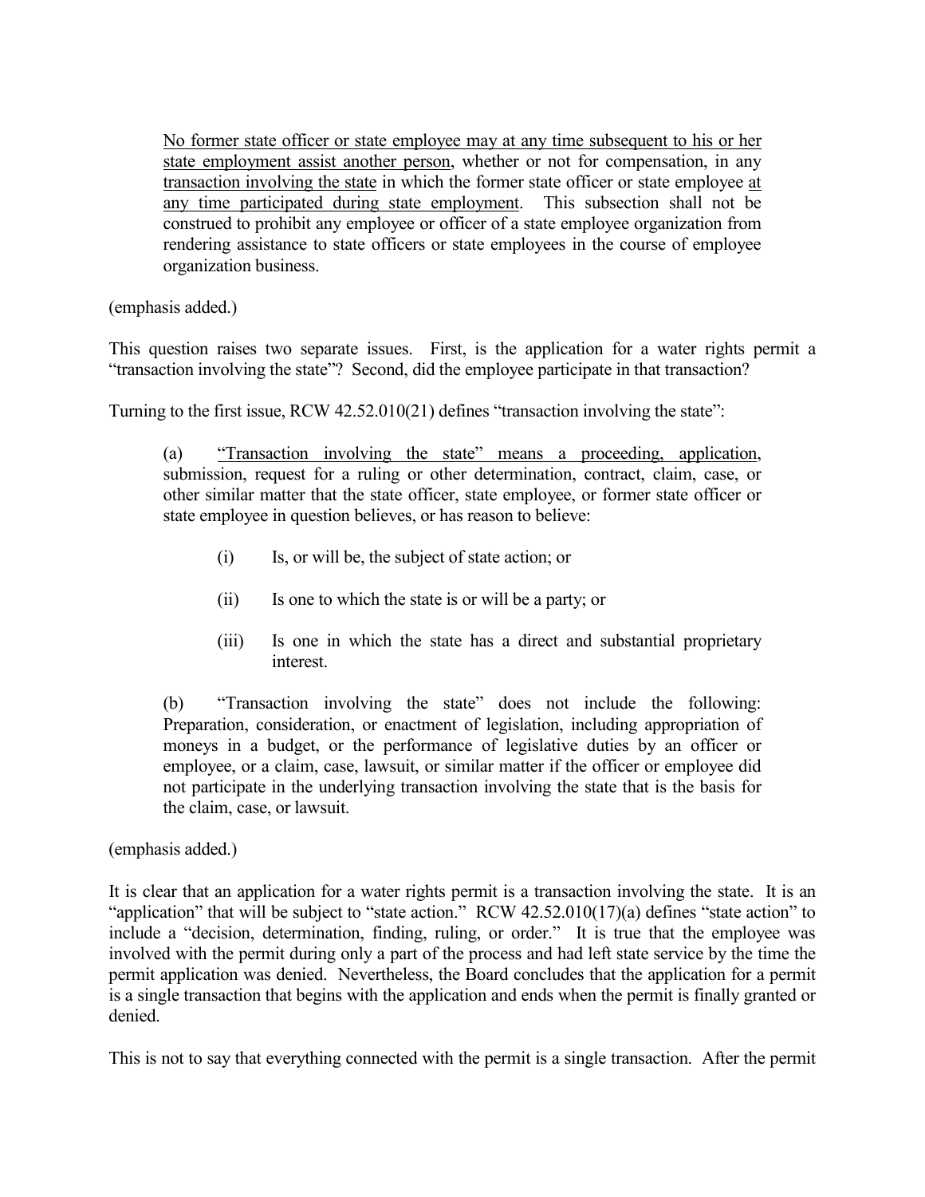> No former state officer or state employee may at any time subsequent to his or her state employment assist another person, whether or not for compensation, in any transaction involving the state in which the former state officer or state employee at any time participated during state employment. This subsection shall not be construed to prohibit any employee or officer of a state employee organization from rendering assistance to state officers or state employees in the course of employee organization business.

(emphasis added.)

This question raises two separate issues. First, is the application for a water rights permit a "transaction involving the state"? Second, did the employee participate in that transaction?

Turning to the first issue, RCW 42.52.010(21) defines "transaction involving the state":

> (a) "Transaction involving the state" means a proceeding, application, submission, request for a ruling or other determination, contract, claim, case, or other similar matter that the state officer, state employee, or former state officer or state employee in question believes, or has reason to believe:
>
> (i) Is, or will be, the subject of state action; or
>
> (ii) Is one to which the state is or will be a party; or
>
> (iii) Is one in which the state has a direct and substantial proprietary interest.
>
> (b) "Transaction involving the state" does not include the following: Preparation, consideration, or enactment of legislation, including appropriation of moneys in a budget, or the performance of legislative duties by an officer or employee, or a claim, case, lawsuit, or similar matter if the officer or employee did not participate in the underlying transaction involving the state that is the basis for the claim, case, or lawsuit.

(emphasis added.)

It is clear that an application for a water rights permit is a transaction involving the state. It is an "application" that will be subject to "state action." RCW 42.52.010(17)(a) defines "state action" to include a "decision, determination, finding, ruling, or order." It is true that the employee was involved with the permit during only a part of the process and had left state service by the time the permit application was denied. Nevertheless, the Board concludes that the application for a permit is a single transaction that begins with the application and ends when the permit is finally granted or denied.

This is not to say that everything connected with the permit is a single transaction. After the permit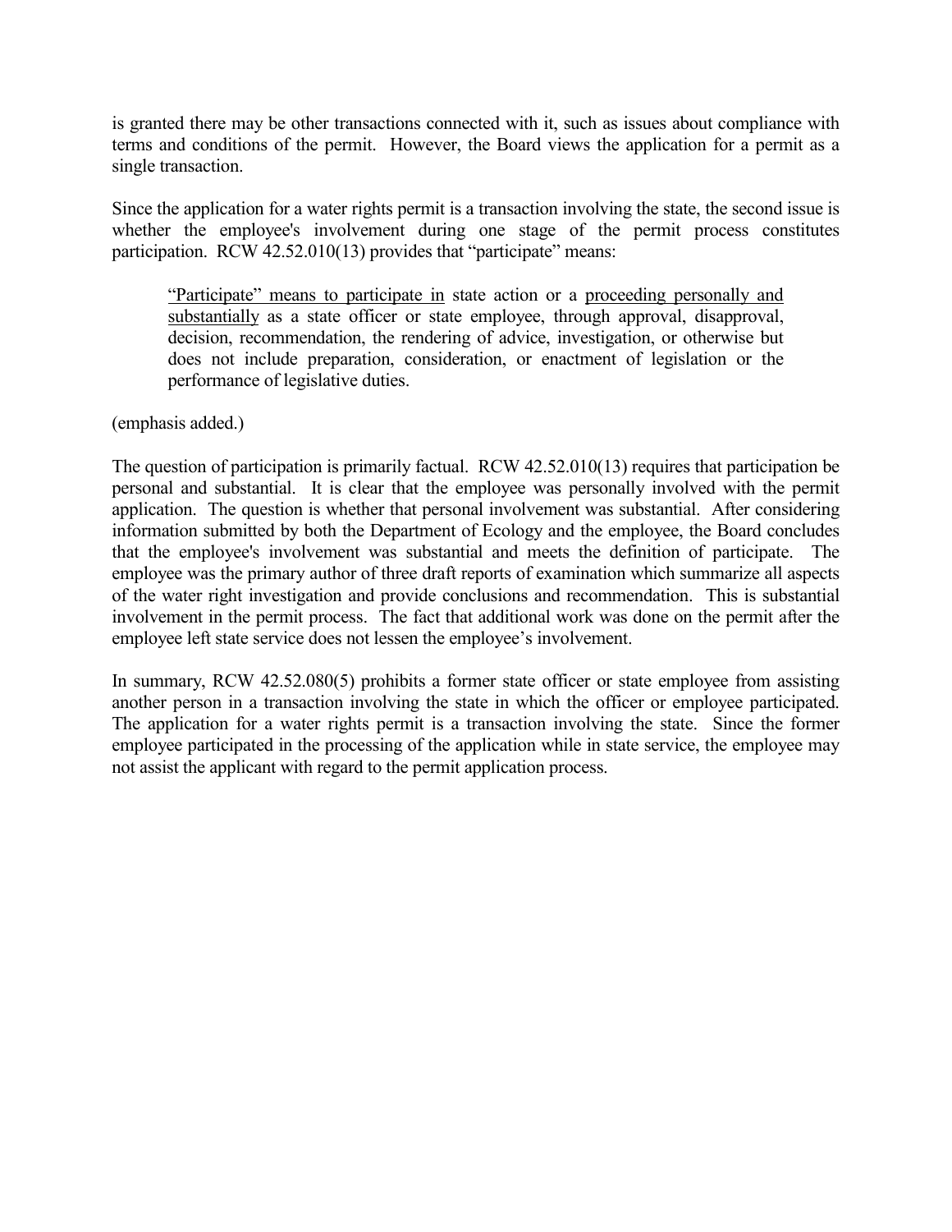is granted there may be other transactions connected with it, such as issues about compliance with terms and conditions of the permit. However, the Board views the application for a permit as a single transaction.

Since the application for a water rights permit is a transaction involving the state, the second issue is whether the employee's involvement during one stage of the permit process constitutes participation. RCW 42.52.010(13) provides that "participate" means:

> <u>"Participate" means to participate in</u> state action or a <u>proceeding personally and substantially</u> as a state officer or state employee, through approval, disapproval, decision, recommendation, the rendering of advice, investigation, or otherwise but does not include preparation, consideration, or enactment of legislation or the performance of legislative duties.

(emphasis added.)

The question of participation is primarily factual. RCW 42.52.010(13) requires that participation be personal and substantial. It is clear that the employee was personally involved with the permit application. The question is whether that personal involvement was substantial. After considering information submitted by both the Department of Ecology and the employee, the Board concludes that the employee's involvement was substantial and meets the definition of participate. The employee was the primary author of three draft reports of examination which summarize all aspects of the water right investigation and provide conclusions and recommendation. This is substantial involvement in the permit process. The fact that additional work was done on the permit after the employee left state service does not lessen the employee's involvement.

In summary, RCW 42.52.080(5) prohibits a former state officer or state employee from assisting another person in a transaction involving the state in which the officer or employee participated. The application for a water rights permit is a transaction involving the state. Since the former employee participated in the processing of the application while in state service, the employee may not assist the applicant with regard to the permit application process.